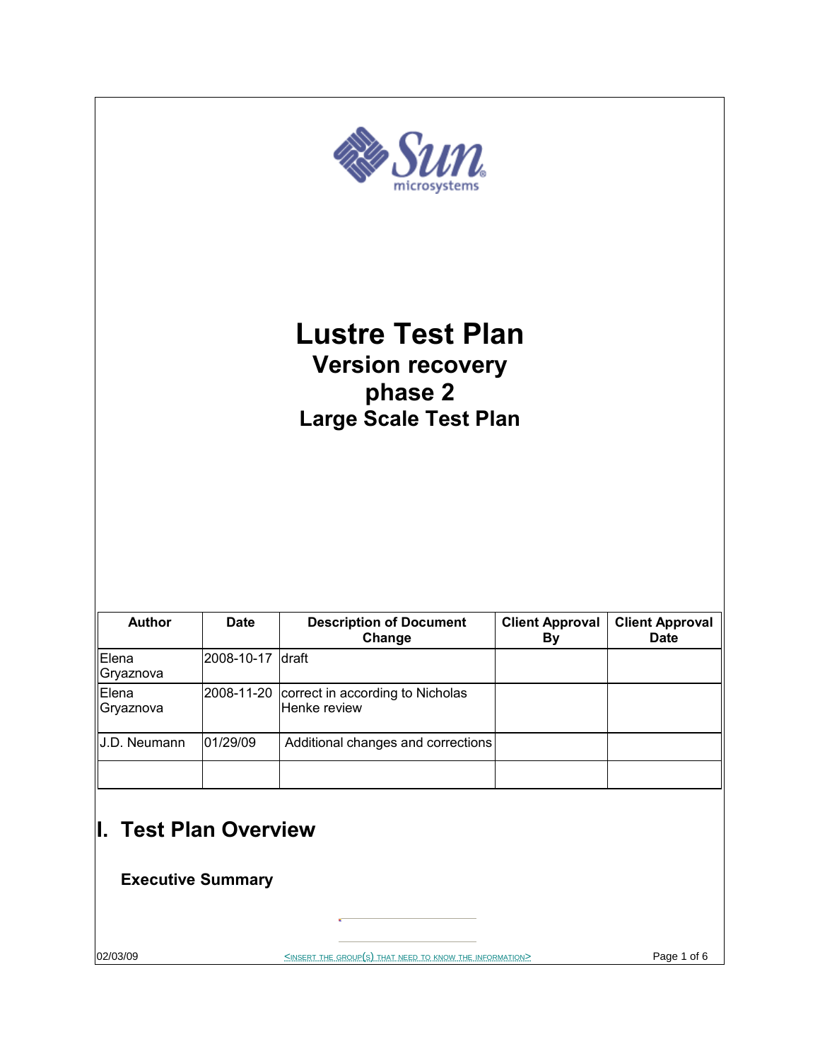# Lustre Test Plan

## Version recovery

## phase 2

### Large Scale Test Plan

| Author | Date | Description of Document Change | Client Approval By | Client Approval Date |
| --- | --- | --- | --- | --- |
| Elena Gryaznova | 2008-10-17 | draft | | |
| Elena Gryaznova | 2008-11-20 | correct in according to Nicholas Henke review | | |
| J.D. Neumann | 01/29/09 | Additional changes and corrections | | |
| | | | | |

# I. Test Plan Overview

### Executive Summary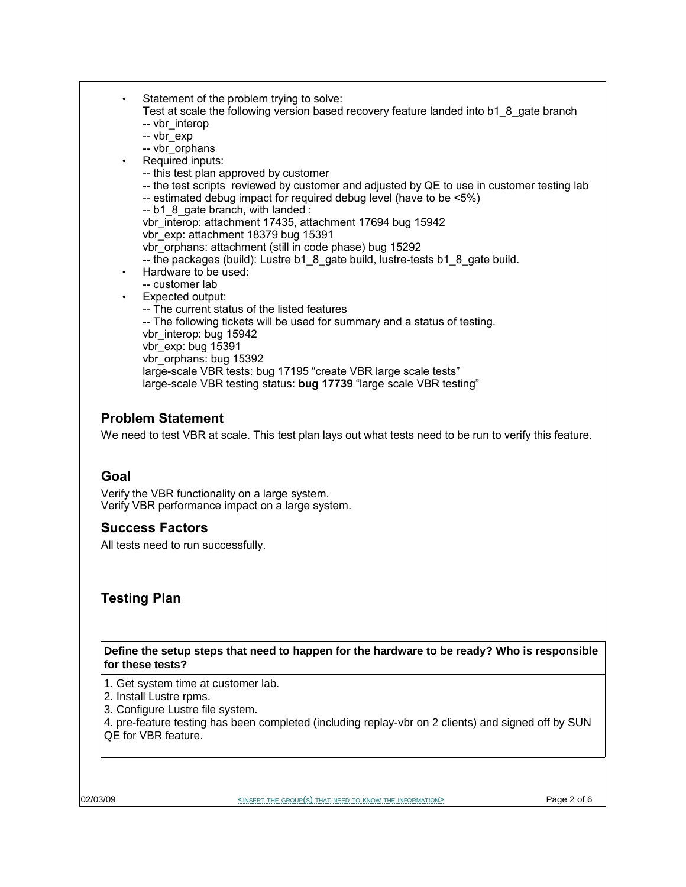- Statement of the problem trying to solve:
  Test at scale the following version based recovery feature landed into b1_8_gate branch
  -- vbr_interop
  -- vbr_exp
  -- vbr_orphans
- Required inputs:
  -- this test plan approved by customer
  -- the test scripts reviewed by customer and adjusted by QE to use in customer testing lab
  -- estimated debug impact for required debug level (have to be <5%)
  -- b1_8_gate branch, with landed :
  vbr_interop: attachment 17435, attachment 17694 bug 15942
  vbr_exp: attachment 18379 bug 15391
  vbr_orphans: attachment (still in code phase) bug 15292
  -- the packages (build): Lustre b1_8_gate build, lustre-tests b1_8_gate build.
- Hardware to be used:
  -- customer lab
- Expected output:
  -- The current status of the listed features
  -- The following tickets will be used for summary and a status of testing.
  vbr_interop: bug 15942
  vbr_exp: bug 15391
  vbr_orphans: bug 15392
  large-scale VBR tests: bug 17195 "create VBR large scale tests"
  large-scale VBR testing status: **bug 17739** "large scale VBR testing"

## Problem Statement

We need to test VBR at scale. This test plan lays out what tests need to be run to verify this feature.

## Goal

Verify the VBR functionality on a large system.
Verify VBR performance impact on a large system.

## Success Factors

All tests need to run successfully.

## Testing Plan

| **Define the setup steps that need to happen for the hardware to be ready? Who is responsible for these tests?** |
|---|
| 1. Get system time at customer lab.<br>2. Install Lustre rpms.<br>3. Configure Lustre file system.<br>4. pre-feature testing has been completed (including replay-vbr on 2 clients) and signed off by SUN QE for VBR feature. |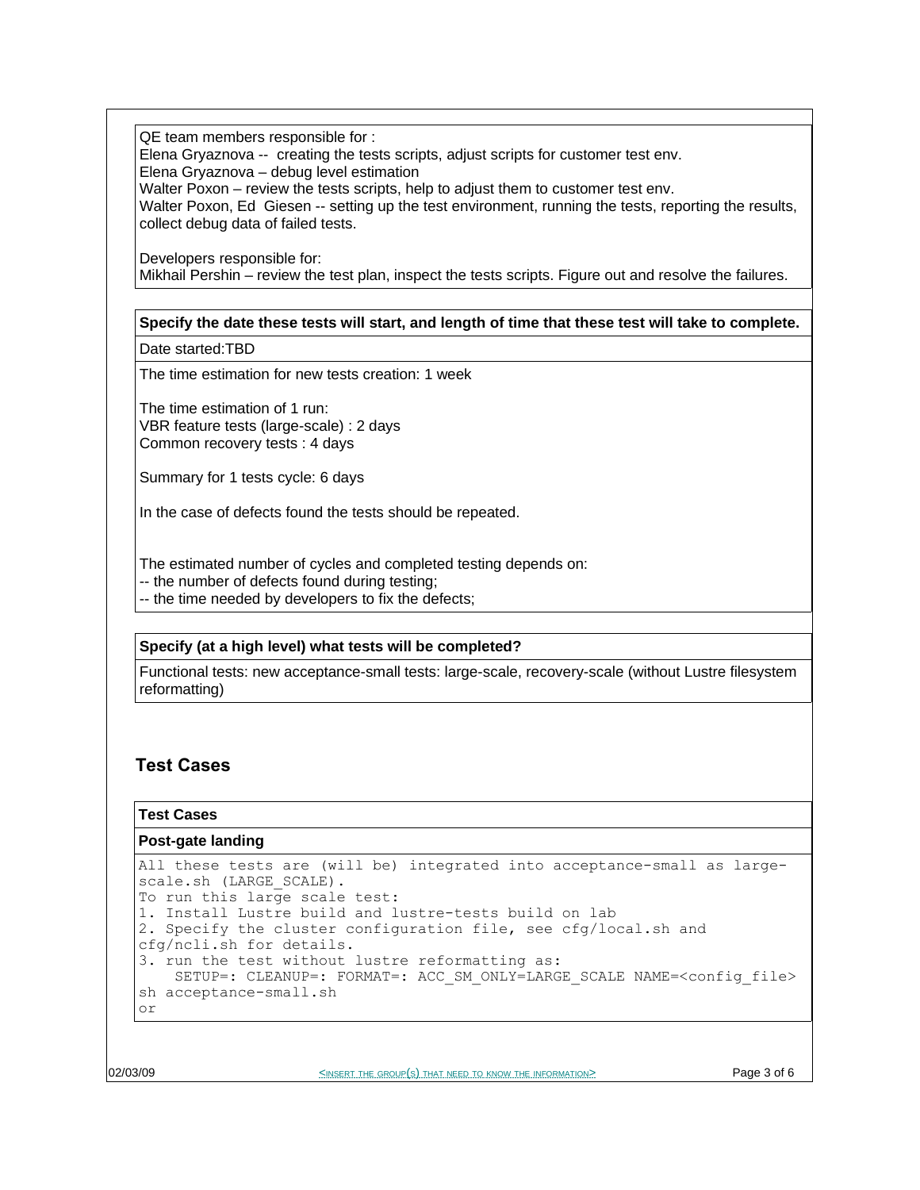QE team members responsible for :
Elena Gryaznova -- creating the tests scripts, adjust scripts for customer test env.
Elena Gryaznova – debug level estimation
Walter Poxon – review the tests scripts, help to adjust them to customer test env.
Walter Poxon, Ed Giesen -- setting up the test environment, running the tests, reporting the results, collect debug data of failed tests.

Developers responsible for:
Mikhail Pershin – review the test plan, inspect the tests scripts. Figure out and resolve the failures.

**Specify the date these tests will start, and length of time that these test will take to complete.**

Date started:TBD

The time estimation for new tests creation: 1 week

The time estimation of 1 run:
VBR feature tests (large-scale) : 2 days
Common recovery tests : 4 days

Summary for 1 tests cycle: 6 days

In the case of defects found the tests should be repeated.

The estimated number of cycles and completed testing depends on:
-- the number of defects found during testing;
-- the time needed by developers to fix the defects;

**Specify (at a high level) what tests will be completed?**

Functional tests: new acceptance-small tests: large-scale, recovery-scale (without Lustre filesystem reformatting)

## Test Cases

**Test Cases**

**Post-gate landing**

```
All these tests are (will be) integrated into acceptance-small as large-
scale.sh (LARGE_SCALE).
To run this large scale test:
1. Install Lustre build and lustre-tests build on lab
2. Specify the cluster configuration file, see cfg/local.sh and
cfg/ncli.sh for details.
3. run the test without lustre reformatting as:
    SETUP=: CLEANUP=: FORMAT=: ACC_SM_ONLY=LARGE_SCALE NAME=<config_file>
sh acceptance-small.sh
or
```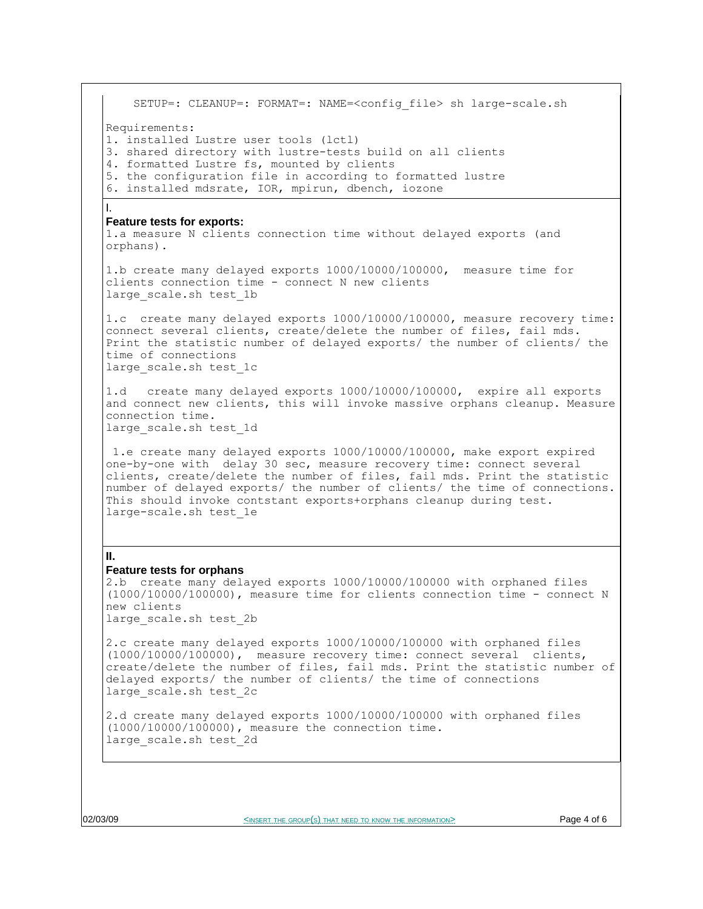```
SETUP=: CLEANUP=: FORMAT=: NAME=<config_file> sh large-scale.sh
```

Requirements:
1. installed Lustre user tools (lctl)
3. shared directory with lustre-tests build on all clients
4. formatted Lustre fs, mounted by clients
5. the configuration file in according to formatted lustre
6. installed mdsrate, IOR, mpirun, dbench, iozone

## I. Feature tests for exports:

1.a measure N clients connection time without delayed exports (and orphans).

1.b create many delayed exports 1000/10000/100000, measure time for clients connection time - connect N new clients
large_scale.sh test_1b

1.c create many delayed exports 1000/10000/100000, measure recovery time: connect several clients, create/delete the number of files, fail mds. Print the statistic number of delayed exports/ the number of clients/ the time of connections
large_scale.sh test_1c

1.d create many delayed exports 1000/10000/100000, expire all exports and connect new clients, this will invoke massive orphans cleanup. Measure connection time.
large_scale.sh test_1d

1.e create many delayed exports 1000/10000/100000, make export expired one-by-one with delay 30 sec, measure recovery time: connect several clients, create/delete the number of files, fail mds. Print the statistic number of delayed exports/ the number of clients/ the time of connections. This should invoke contstant exports+orphans cleanup during test.
large-scale.sh test_1e

## II. Feature tests for orphans

2.b create many delayed exports 1000/10000/100000 with orphaned files (1000/10000/100000), measure time for clients connection time - connect N new clients
large_scale.sh test_2b

2.c create many delayed exports 1000/10000/100000 with orphaned files (1000/10000/100000), measure recovery time: connect several clients, create/delete the number of files, fail mds. Print the statistic number of delayed exports/ the number of clients/ the time of connections
large_scale.sh test_2c

2.d create many delayed exports 1000/10000/100000 with orphaned files (1000/10000/100000), measure the connection time.
large_scale.sh test_2d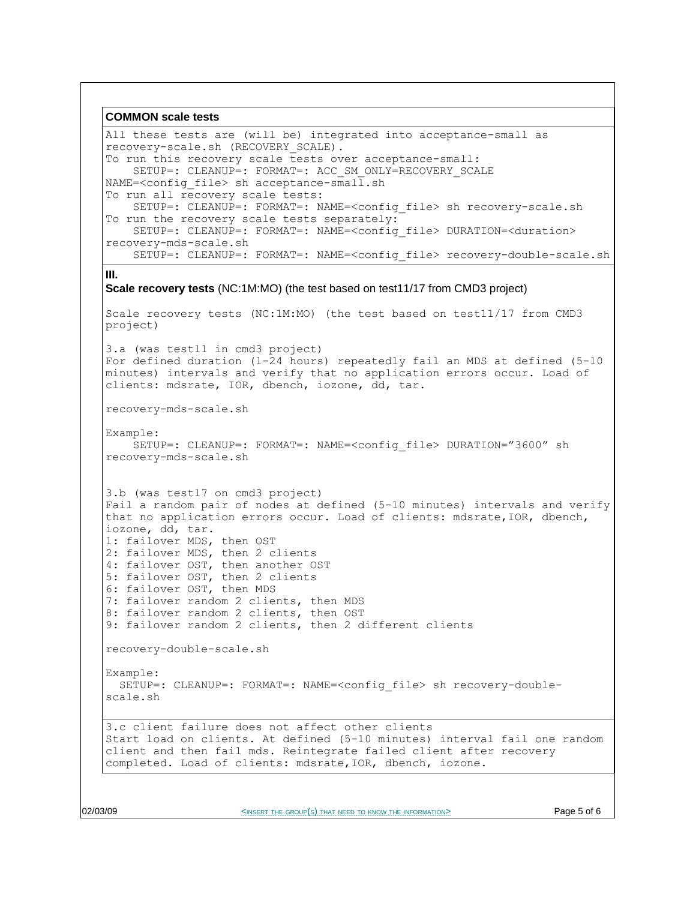**COMMON scale tests**

```
All these tests are (will be) integrated into acceptance-small as
recovery-scale.sh (RECOVERY_SCALE).
To run this recovery scale tests over acceptance-small:
    SETUP=: CLEANUP=: FORMAT=: ACC_SM_ONLY=RECOVERY_SCALE
NAME=<config_file> sh acceptance-small.sh
To run all recovery scale tests:
    SETUP=: CLEANUP=: FORMAT=: NAME=<config_file> sh recovery-scale.sh
To run the recovery scale tests separately:
    SETUP=: CLEANUP=: FORMAT=: NAME=<config_file> DURATION=<duration>
recovery-mds-scale.sh
    SETUP=: CLEANUP=: FORMAT=: NAME=<config_file> recovery-double-scale.sh
```

**III.**

**Scale recovery tests** (NC:1M:MO) (the test based on test11/17 from CMD3 project)

```
Scale recovery tests (NC:1M:MO) (the test based on test11/17 from CMD3
project)

3.a (was test11 in cmd3 project)
For defined duration (1-24 hours) repeatedly fail an MDS at defined (5-10
minutes) intervals and verify that no application errors occur. Load of
clients: mdsrate, IOR, dbench, iozone, dd, tar.

recovery-mds-scale.sh

Example:
    SETUP=: CLEANUP=: FORMAT=: NAME=<config_file> DURATION="3600" sh
recovery-mds-scale.sh


3.b (was test17 on cmd3 project)
Fail a random pair of nodes at defined (5-10 minutes) intervals and verify
that no application errors occur. Load of clients: mdsrate,IOR, dbench,
iozone, dd, tar.
1: failover MDS, then OST
2: failover MDS, then 2 clients
4: failover OST, then another OST
5: failover OST, then 2 clients
6: failover OST, then MDS
7: failover random 2 clients, then MDS
8: failover random 2 clients, then OST
9: failover random 2 clients, then 2 different clients

recovery-double-scale.sh

Example:
  SETUP=: CLEANUP=: FORMAT=: NAME=<config_file> sh recovery-double-
scale.sh
```

```
3.c client failure does not affect other clients
Start load on clients. At defined (5-10 minutes) interval fail one random
client and then fail mds. Reintegrate failed client after recovery
completed. Load of clients: mdsrate,IOR, dbench, iozone.
```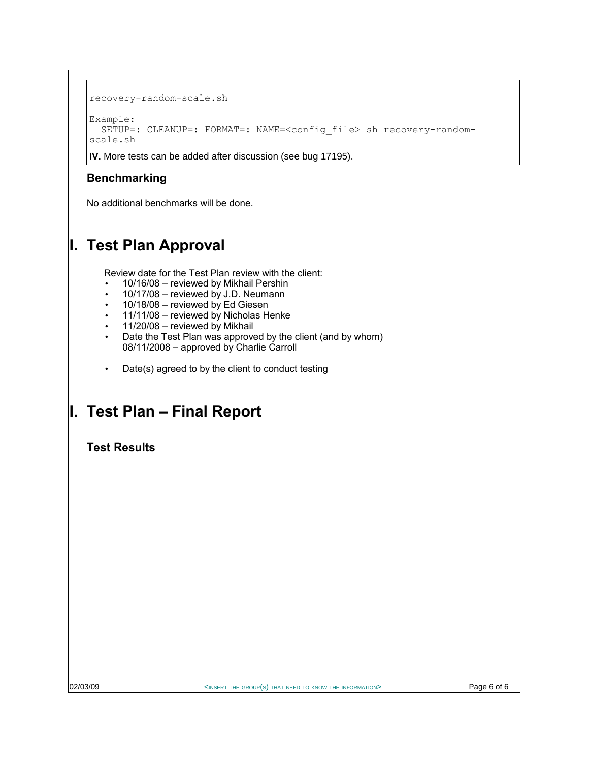```
recovery-random-scale.sh

Example:
  SETUP=: CLEANUP=: FORMAT=: NAME=<config_file> sh recovery-random-
scale.sh
```

**IV.** More tests can be added after discussion (see bug 17195).

### Benchmarking

No additional benchmarks will be done.

# I. Test Plan Approval

Review date for the Test Plan review with the client:

- 10/16/08 – reviewed by Mikhail Pershin
- 10/17/08 – reviewed by J.D. Neumann
- 10/18/08 – reviewed by Ed Giesen
- 11/11/08 – reviewed by Nicholas Henke
- 11/20/08 – reviewed by Mikhail
- Date the Test Plan was approved by the client (and by whom)
  08/11/2008 – approved by Charlie Carroll
- Date(s) agreed to by the client to conduct testing

# I. Test Plan – Final Report

### Test Results